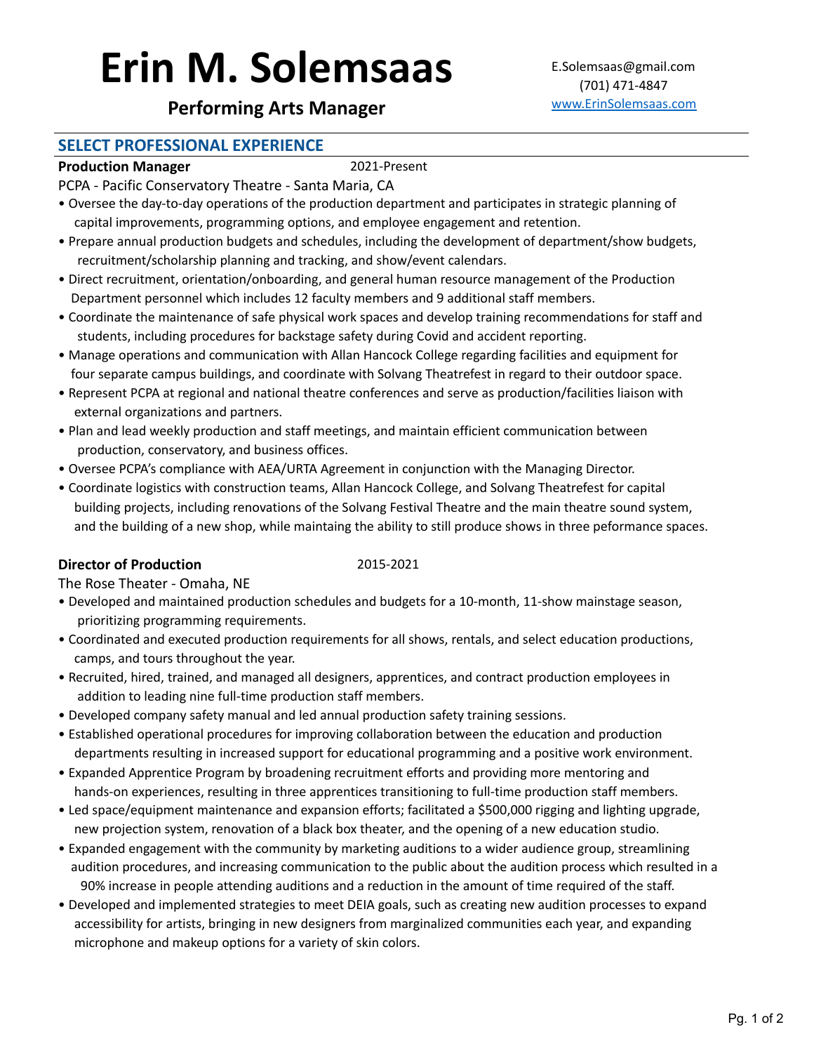# Erin M. Solemsaas

**Performing Arts Manager**

E.Solemsaas@gmail.com
(701) 471-4847
www.ErinSolemsaas.com

## SELECT PROFESSIONAL EXPERIENCE

**Production Manager** 2021-Present
PCPA - Pacific Conservatory Theatre - Santa Maria, CA

- Oversee the day-to-day operations of the production department and participates in strategic planning of capital improvements, programming options, and employee engagement and retention.
- Prepare annual production budgets and schedules, including the development of department/show budgets, recruitment/scholarship planning and tracking, and show/event calendars.
- Direct recruitment, orientation/onboarding, and general human resource management of the Production Department personnel which includes 12 faculty members and 9 additional staff members.
- Coordinate the maintenance of safe physical work spaces and develop training recommendations for staff and students, including procedures for backstage safety during Covid and accident reporting.
- Manage operations and communication with Allan Hancock College regarding facilities and equipment for four separate campus buildings, and coordinate with Solvang Theatrefest in regard to their outdoor space.
- Represent PCPA at regional and national theatre conferences and serve as production/facilities liaison with external organizations and partners.
- Plan and lead weekly production and staff meetings, and maintain efficient communication between production, conservatory, and business offices.
- Oversee PCPA's compliance with AEA/URTA Agreement in conjunction with the Managing Director.
- Coordinate logistics with construction teams, Allan Hancock College, and Solvang Theatrefest for capital building projects, including renovations of the Solvang Festival Theatre and the main theatre sound system, and the building of a new shop, while maintaing the ability to still produce shows in three peformance spaces.

**Director of Production** 2015-2021
The Rose Theater - Omaha, NE

- Developed and maintained production schedules and budgets for a 10-month, 11-show mainstage season, prioritizing programming requirements.
- Coordinated and executed production requirements for all shows, rentals, and select education productions, camps, and tours throughout the year.
- Recruited, hired, trained, and managed all designers, apprentices, and contract production employees in addition to leading nine full-time production staff members.
- Developed company safety manual and led annual production safety training sessions.
- Established operational procedures for improving collaboration between the education and production departments resulting in increased support for educational programming and a positive work environment.
- Expanded Apprentice Program by broadening recruitment efforts and providing more mentoring and hands-on experiences, resulting in three apprentices transitioning to full-time production staff members.
- Led space/equipment maintenance and expansion efforts; facilitated a $500,000 rigging and lighting upgrade, new projection system, renovation of a black box theater, and the opening of a new education studio.
- Expanded engagement with the community by marketing auditions to a wider audience group, streamlining audition procedures, and increasing communication to the public about the audition process which resulted in a 90% increase in people attending auditions and a reduction in the amount of time required of the staff.
- Developed and implemented strategies to meet DEIA goals, such as creating new audition processes to expand accessibility for artists, bringing in new designers from marginalized communities each year, and expanding microphone and makeup options for a variety of skin colors.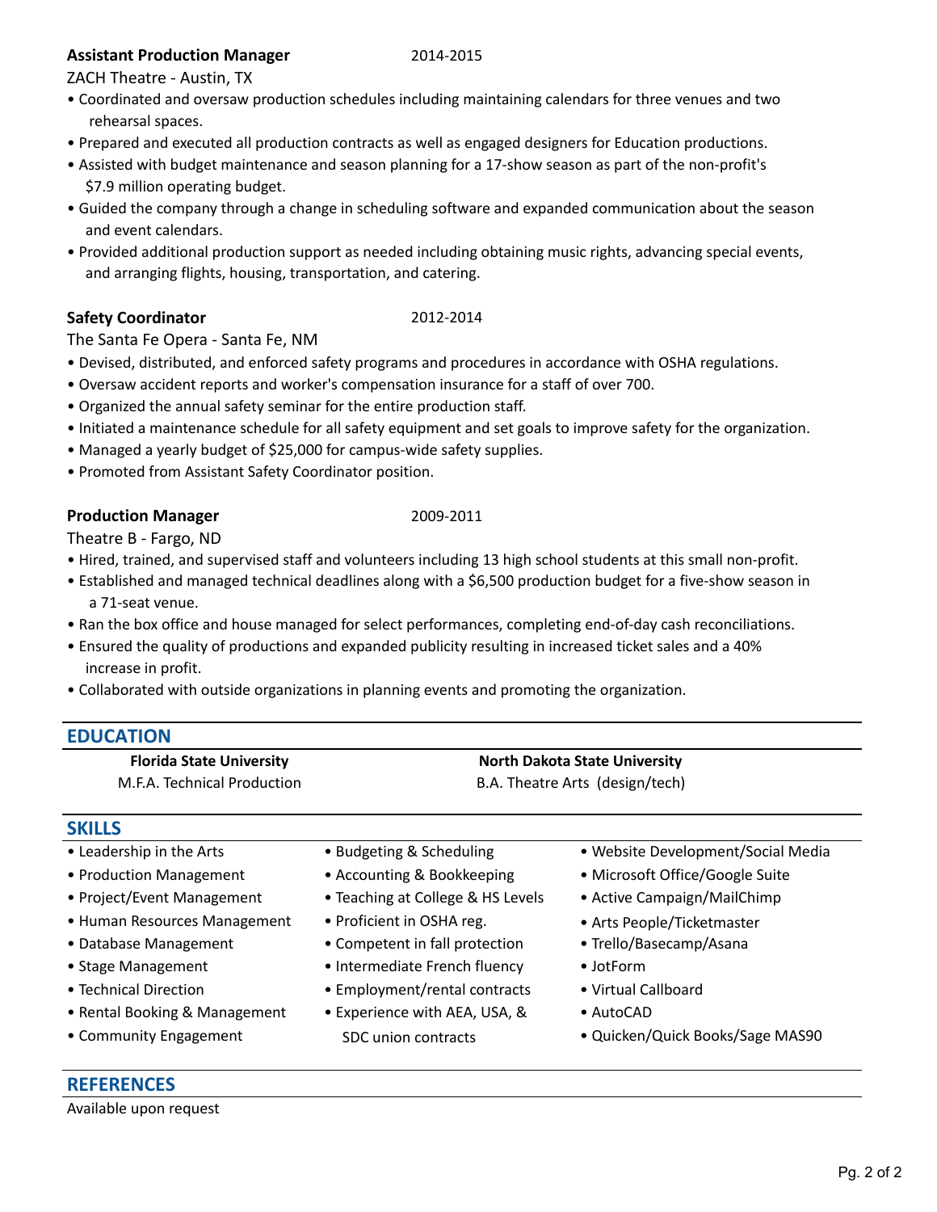**Assistant Production Manager** 2014-2015

ZACH Theatre - Austin, TX

- Coordinated and oversaw production schedules including maintaining calendars for three venues and two rehearsal spaces.
- Prepared and executed all production contracts as well as engaged designers for Education productions.
- Assisted with budget maintenance and season planning for a 17-show season as part of the non-profit's $7.9 million operating budget.
- Guided the company through a change in scheduling software and expanded communication about the season and event calendars.
- Provided additional production support as needed including obtaining music rights, advancing special events, and arranging flights, housing, transportation, and catering.

**Safety Coordinator** 2012-2014

The Santa Fe Opera - Santa Fe, NM

- Devised, distributed, and enforced safety programs and procedures in accordance with OSHA regulations.
- Oversaw accident reports and worker's compensation insurance for a staff of over 700.
- Organized the annual safety seminar for the entire production staff.
- Initiated a maintenance schedule for all safety equipment and set goals to improve safety for the organization.
- Managed a yearly budget of $25,000 for campus-wide safety supplies.
- Promoted from Assistant Safety Coordinator position.

**Production Manager** 2009-2011

Theatre B - Fargo, ND

- Hired, trained, and supervised staff and volunteers including 13 high school students at this small non-profit.
- Established and managed technical deadlines along with a $6,500 production budget for a five-show season in a 71-seat venue.
- Ran the box office and house managed for select performances, completing end-of-day cash reconciliations.
- Ensured the quality of productions and expanded publicity resulting in increased ticket sales and a 40% increase in profit.
- Collaborated with outside organizations in planning events and promoting the organization.

## EDUCATION

**Florida State University**
M.F.A. Technical Production

**North Dakota State University**
B.A. Theatre Arts (design/tech)

## SKILLS

- Leadership in the Arts
- Production Management
- Project/Event Management
- Human Resources Management
- Database Management
- Stage Management
- Technical Direction
- Rental Booking & Management
- Community Engagement
- Budgeting & Scheduling
- Accounting & Bookkeeping
- Teaching at College & HS Levels
- Proficient in OSHA reg.
- Competent in fall protection
- Intermediate French fluency
- Employment/rental contracts
- Experience with AEA, USA, & SDC union contracts
- Website Development/Social Media
- Microsoft Office/Google Suite
- Active Campaign/MailChimp
- Arts People/Ticketmaster
- Trello/Basecamp/Asana
- JotForm
- Virtual Callboard
- AutoCAD
- Quicken/Quick Books/Sage MAS90

## REFERENCES

Available upon request